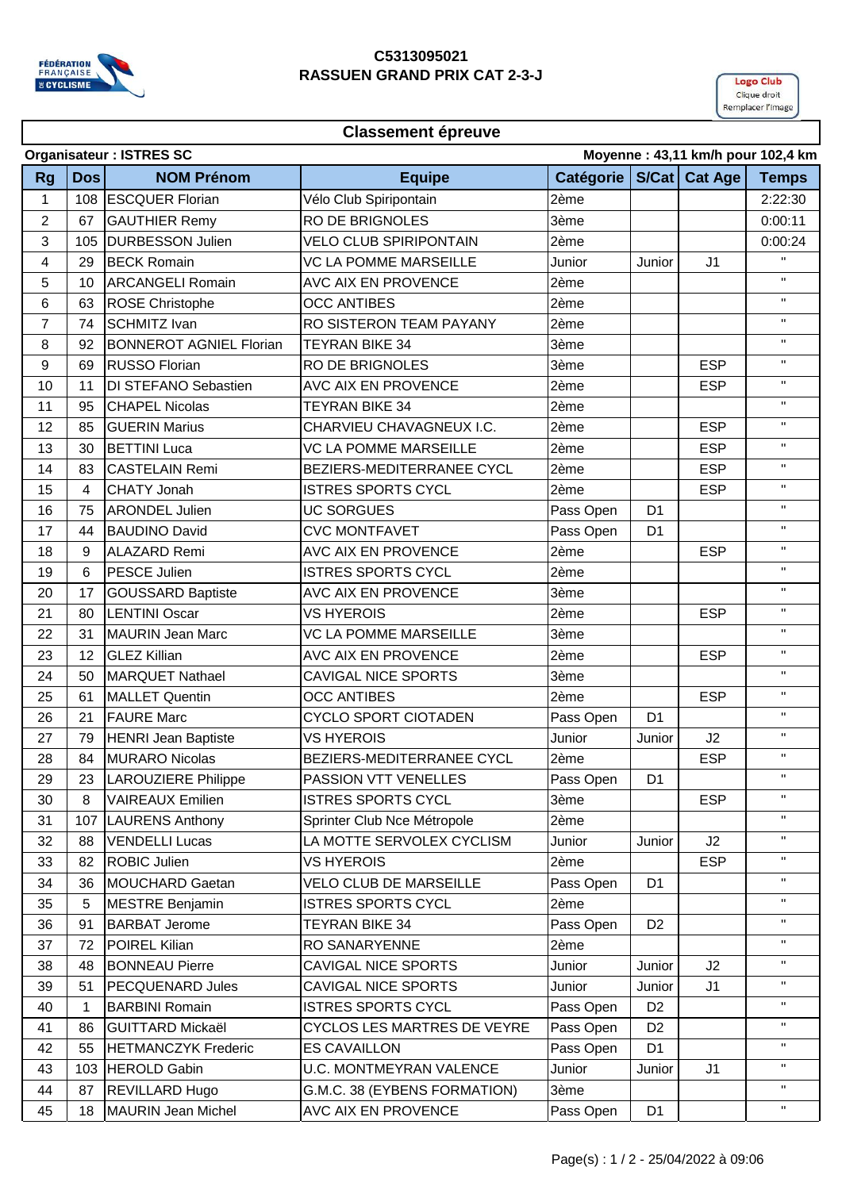# C5313095021
## RASSUEN GRAND PRIX CAT 2-3-J

Logo Club
Clique droit
Remplacer l'image

### Classement épreuve

**Organisateur : ISTRES SC** — **Moyenne : 43,11 km/h pour 102,4 km**

| Rg | Dos | NOM Prénom | Equipe | Catégorie | S/Cat | Cat Age | Temps |
|---|---|---|---|---|---|---|---|
| 1 | 108 | ESCQUER Florian | Vélo Club Spiripontain | 2ème | | | 2:22:30 |
| 2 | 67 | GAUTHIER Remy | RO DE BRIGNOLES | 3ème | | | 0:00:11 |
| 3 | 105 | DURBESSON Julien | VELO CLUB SPIRIPONTAIN | 2ème | | | 0:00:24 |
| 4 | 29 | BECK Romain | VC LA POMME MARSEILLE | Junior | Junior | J1 | " |
| 5 | 10 | ARCANGELI Romain | AVC AIX EN PROVENCE | 2ème | | | " |
| 6 | 63 | ROSE Christophe | OCC ANTIBES | 2ème | | | " |
| 7 | 74 | SCHMITZ Ivan | RO SISTERON TEAM PAYANY | 2ème | | | " |
| 8 | 92 | BONNEROT AGNIEL Florian | TEYRAN BIKE 34 | 3ème | | | " |
| 9 | 69 | RUSSO Florian | RO DE BRIGNOLES | 3ème | | ESP | " |
| 10 | 11 | DI STEFANO Sebastien | AVC AIX EN PROVENCE | 2ème | | ESP | " |
| 11 | 95 | CHAPEL Nicolas | TEYRAN BIKE 34 | 2ème | | | " |
| 12 | 85 | GUERIN Marius | CHARVIEU CHAVAGNEUX I.C. | 2ème | | ESP | " |
| 13 | 30 | BETTINI Luca | VC LA POMME MARSEILLE | 2ème | | ESP | " |
| 14 | 83 | CASTELAIN Remi | BEZIERS-MEDITERRANEE CYCL | 2ème | | ESP | " |
| 15 | 4 | CHATY Jonah | ISTRES SPORTS CYCL | 2ème | | ESP | " |
| 16 | 75 | ARONDEL Julien | UC SORGUES | Pass Open | D1 | | " |
| 17 | 44 | BAUDINO David | CVC MONTFAVET | Pass Open | D1 | | " |
| 18 | 9 | ALAZARD Remi | AVC AIX EN PROVENCE | 2ème | | ESP | " |
| 19 | 6 | PESCE Julien | ISTRES SPORTS CYCL | 2ème | | | " |
| 20 | 17 | GOUSSARD Baptiste | AVC AIX EN PROVENCE | 3ème | | | " |
| 21 | 80 | LENTINI Oscar | VS HYEROIS | 2ème | | ESP | " |
| 22 | 31 | MAURIN Jean Marc | VC LA POMME MARSEILLE | 3ème | | | " |
| 23 | 12 | GLEZ Killian | AVC AIX EN PROVENCE | 2ème | | ESP | " |
| 24 | 50 | MARQUET Nathael | CAVIGAL NICE SPORTS | 3ème | | | " |
| 25 | 61 | MALLET Quentin | OCC ANTIBES | 2ème | | ESP | " |
| 26 | 21 | FAURE Marc | CYCLO SPORT CIOTADEN | Pass Open | D1 | | " |
| 27 | 79 | HENRI Jean Baptiste | VS HYEROIS | Junior | Junior | J2 | " |
| 28 | 84 | MURARO Nicolas | BEZIERS-MEDITERRANEE CYCL | 2ème | | ESP | " |
| 29 | 23 | LAROUZIERE Philippe | PASSION VTT VENELLES | Pass Open | D1 | | " |
| 30 | 8 | VAIREAUX Emilien | ISTRES SPORTS CYCL | 3ème | | ESP | " |
| 31 | 107 | LAURENS Anthony | Sprinter Club Nce Métropole | 2ème | | | " |
| 32 | 88 | VENDELLI Lucas | LA MOTTE SERVOLEX CYCLISM | Junior | Junior | J2 | " |
| 33 | 82 | ROBIC Julien | VS HYEROIS | 2ème | | ESP | " |
| 34 | 36 | MOUCHARD Gaetan | VELO CLUB DE MARSEILLE | Pass Open | D1 | | " |
| 35 | 5 | MESTRE Benjamin | ISTRES SPORTS CYCL | 2ème | | | " |
| 36 | 91 | BARBAT Jerome | TEYRAN BIKE 34 | Pass Open | D2 | | " |
| 37 | 72 | POIREL Kilian | RO SANARYENNE | 2ème | | | " |
| 38 | 48 | BONNEAU Pierre | CAVIGAL NICE SPORTS | Junior | Junior | J2 | " |
| 39 | 51 | PECQUENARD Jules | CAVIGAL NICE SPORTS | Junior | Junior | J1 | " |
| 40 | 1 | BARBINI Romain | ISTRES SPORTS CYCL | Pass Open | D2 | | " |
| 41 | 86 | GUITTARD Mickaël | CYCLOS LES MARTRES DE VEYRE | Pass Open | D2 | | " |
| 42 | 55 | HETMANCZYK Frederic | ES CAVAILLON | Pass Open | D1 | | " |
| 43 | 103 | HEROLD Gabin | U.C. MONTMEYRAN VALENCE | Junior | Junior | J1 | " |
| 44 | 87 | REVILLARD Hugo | G.M.C. 38 (EYBENS FORMATION) | 3ème | | | " |
| 45 | 18 | MAURIN Jean Michel | AVC AIX EN PROVENCE | Pass Open | D1 | | " |

25/04/2022 à 09:06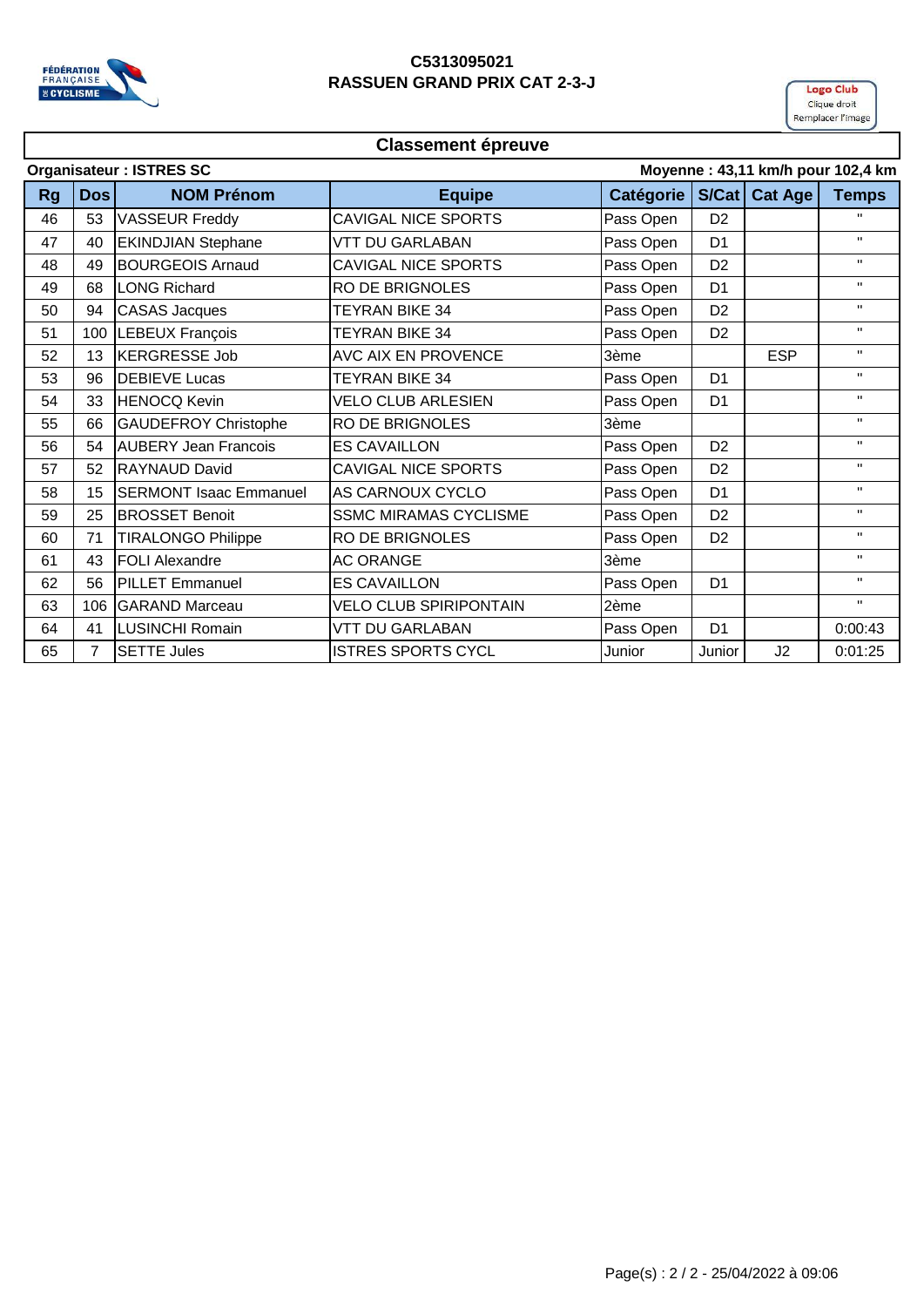C5313095021
RASSUEN GRAND PRIX CAT 2-3-J

Logo Club
Clique droit
Remplacer l'image

## Classement épreuve

**Organisateur : ISTRES SC** **Moyenne : 43,11 km/h pour 102,4 km**

| Rg | Dos | NOM Prénom | Equipe | Catégorie | S/Cat | Cat Age | Temps |
|---|---|---|---|---|---|---|---|
| 46 | 53 | VASSEUR Freddy | CAVIGAL NICE SPORTS | Pass Open | D2 | | " |
| 47 | 40 | EKINDJIAN Stephane | VTT DU GARLABAN | Pass Open | D1 | | " |
| 48 | 49 | BOURGEOIS Arnaud | CAVIGAL NICE SPORTS | Pass Open | D2 | | " |
| 49 | 68 | LONG Richard | RO DE BRIGNOLES | Pass Open | D1 | | " |
| 50 | 94 | CASAS Jacques | TEYRAN BIKE 34 | Pass Open | D2 | | " |
| 51 | 100 | LEBEUX François | TEYRAN BIKE 34 | Pass Open | D2 | | " |
| 52 | 13 | KERGRESSE Job | AVC AIX EN PROVENCE | 3ème | | ESP | " |
| 53 | 96 | DEBIEVE Lucas | TEYRAN BIKE 34 | Pass Open | D1 | | " |
| 54 | 33 | HENOCQ Kevin | VELO CLUB ARLESIEN | Pass Open | D1 | | " |
| 55 | 66 | GAUDEFROY Christophe | RO DE BRIGNOLES | 3ème | | | " |
| 56 | 54 | AUBERY Jean Francois | ES CAVAILLON | Pass Open | D2 | | " |
| 57 | 52 | RAYNAUD David | CAVIGAL NICE SPORTS | Pass Open | D2 | | " |
| 58 | 15 | SERMONT Isaac Emmanuel | AS CARNOUX CYCLO | Pass Open | D1 | | " |
| 59 | 25 | BROSSET Benoit | SSMC MIRAMAS CYCLISME | Pass Open | D2 | | " |
| 60 | 71 | TIRALONGO Philippe | RO DE BRIGNOLES | Pass Open | D2 | | " |
| 61 | 43 | FOLI Alexandre | AC ORANGE | 3ème | | | " |
| 62 | 56 | PILLET Emmanuel | ES CAVAILLON | Pass Open | D1 | | " |
| 63 | 106 | GARAND Marceau | VELO CLUB SPIRIPONTAIN | 2ème | | | " |
| 64 | 41 | LUSINCHI Romain | VTT DU GARLABAN | Pass Open | D1 | | 0:00:43 |
| 65 | 7 | SETTE Jules | ISTRES SPORTS CYCL | Junior | Junior | J2 | 0:01:25 |

Page(s) : 2 / 2 - 25/04/2022 à 09:06